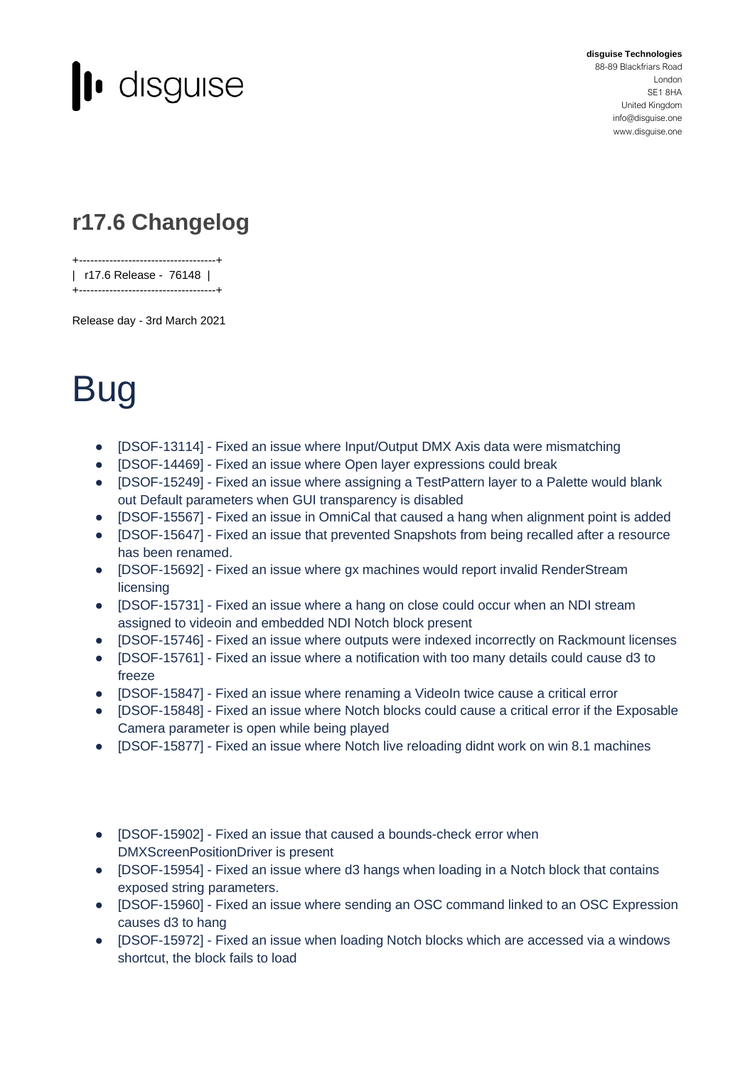disguise

**disguise Technologies**
88-89 Blackfriars Road
London
SE1 8HA
United Kingdom
info@disguise.one
www.disguise.one

## r17.6 Changelog

```
+------------------------------------+
|  r17.6 Release -  76148  |
+------------------------------------+
```

Release day - 3rd March 2021

# Bug

- [DSOF-13114] - Fixed an issue where Input/Output DMX Axis data were mismatching
- [DSOF-14469] - Fixed an issue where Open layer expressions could break
- [DSOF-15249] - Fixed an issue where assigning a TestPattern layer to a Palette would blank out Default parameters when GUI transparency is disabled
- [DSOF-15567] - Fixed an issue in OmniCal that caused a hang when alignment point is added
- [DSOF-15647] - Fixed an issue that prevented Snapshots from being recalled after a resource has been renamed.
- [DSOF-15692] - Fixed an issue where gx machines would report invalid RenderStream licensing
- [DSOF-15731] - Fixed an issue where a hang on close could occur when an NDI stream assigned to videoin and embedded NDI Notch block present
- [DSOF-15746] - Fixed an issue where outputs were indexed incorrectly on Rackmount licenses
- [DSOF-15761] - Fixed an issue where a notification with too many details could cause d3 to freeze
- [DSOF-15847] - Fixed an issue where renaming a VideoIn twice cause a critical error
- [DSOF-15848] - Fixed an issue where Notch blocks could cause a critical error if the Exposable Camera parameter is open while being played
- [DSOF-15877] - Fixed an issue where Notch live reloading didnt work on win 8.1 machines
- [DSOF-15902] - Fixed an issue that caused a bounds-check error when DMXScreenPositionDriver is present
- [DSOF-15954] - Fixed an issue where d3 hangs when loading in a Notch block that contains exposed string parameters.
- [DSOF-15960] - Fixed an issue where sending an OSC command linked to an OSC Expression causes d3 to hang
- [DSOF-15972] - Fixed an issue when loading Notch blocks which are accessed via a windows shortcut, the block fails to load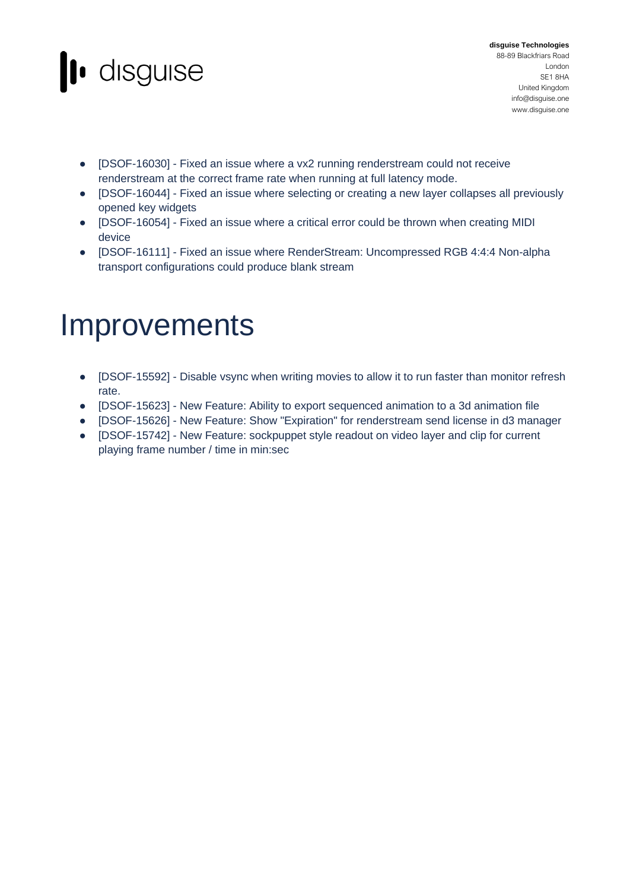- [DSOF-16030] - Fixed an issue where a vx2 running renderstream could not receive renderstream at the correct frame rate when running at full latency mode.
- [DSOF-16044] - Fixed an issue where selecting or creating a new layer collapses all previously opened key widgets
- [DSOF-16054] - Fixed an issue where a critical error could be thrown when creating MIDI device
- [DSOF-16111] - Fixed an issue where RenderStream: Uncompressed RGB 4:4:4 Non-alpha transport configurations could produce blank stream

# Improvements

- [DSOF-15592] - Disable vsync when writing movies to allow it to run faster than monitor refresh rate.
- [DSOF-15623] - New Feature: Ability to export sequenced animation to a 3d animation file
- [DSOF-15626] - New Feature: Show "Expiration" for renderstream send license in d3 manager
- [DSOF-15742] - New Feature: sockpuppet style readout on video layer and clip for current playing frame number / time in min:sec